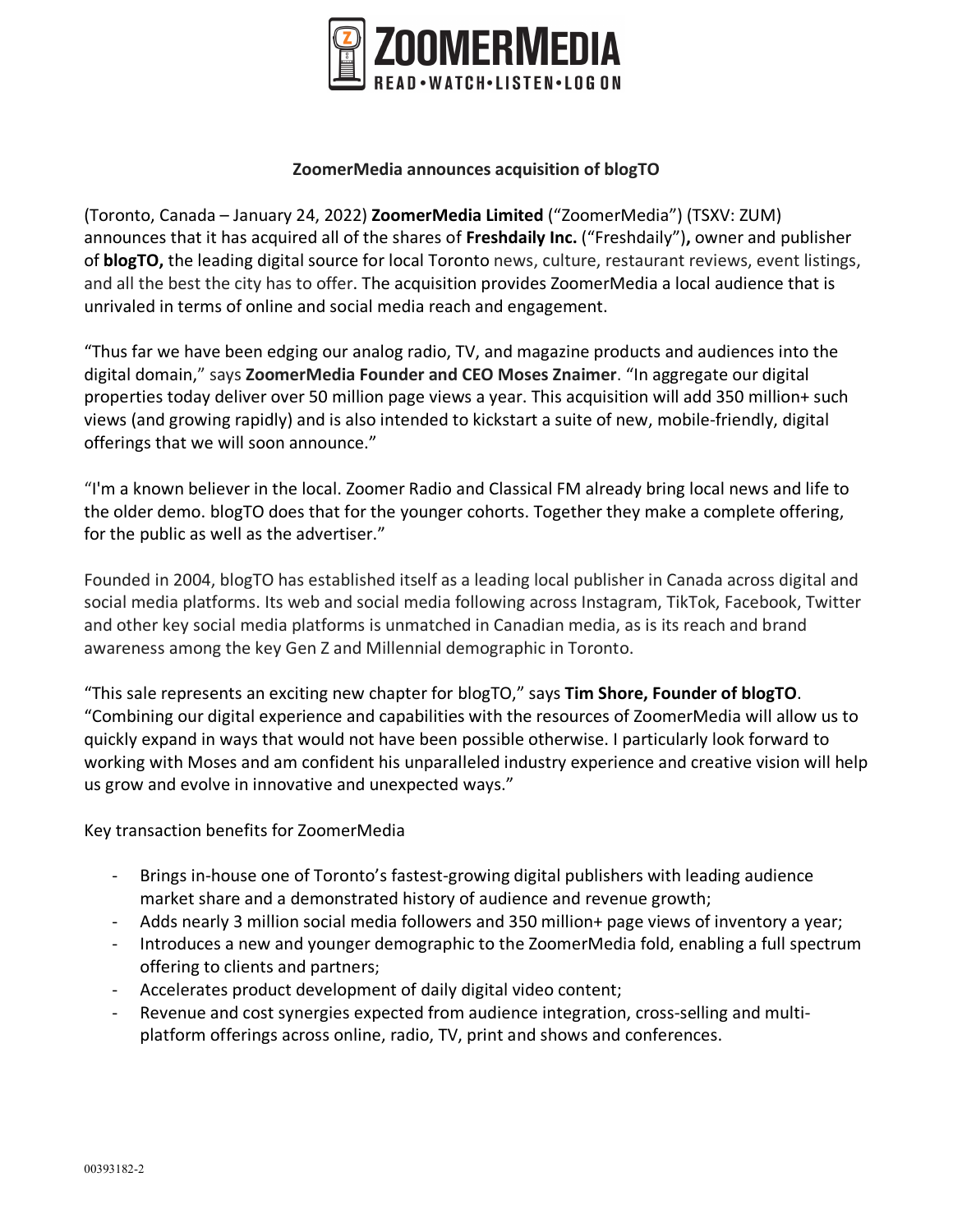**ZoomerMedia announces acquisition of blogTO**

(Toronto, Canada – January 24, 2022) **ZoomerMedia Limited** ("ZoomerMedia") (TSXV: ZUM) announces that it has acquired all of the shares of **Freshdaily Inc.** ("Freshdaily")**,** owner and publisher of **blogTO,** the leading digital source for local Toronto news, culture, restaurant reviews, event listings, and all the best the city has to offer. The acquisition provides ZoomerMedia a local audience that is unrivaled in terms of online and social media reach and engagement.

"Thus far we have been edging our analog radio, TV, and magazine products and audiences into the digital domain," says **ZoomerMedia Founder and CEO Moses Znaimer**. "In aggregate our digital properties today deliver over 50 million page views a year. This acquisition will add 350 million+ such views (and growing rapidly) and is also intended to kickstart a suite of new, mobile-friendly, digital offerings that we will soon announce."

"I'm a known believer in the local. Zoomer Radio and Classical FM already bring local news and life to the older demo. blogTO does that for the younger cohorts. Together they make a complete offering, for the public as well as the advertiser."

Founded in 2004, blogTO has established itself as a leading local publisher in Canada across digital and social media platforms. Its web and social media following across Instagram, TikTok, Facebook, Twitter and other key social media platforms is unmatched in Canadian media, as is its reach and brand awareness among the key Gen Z and Millennial demographic in Toronto.

"This sale represents an exciting new chapter for blogTO," says **Tim Shore, Founder of blogTO**. "Combining our digital experience and capabilities with the resources of ZoomerMedia will allow us to quickly expand in ways that would not have been possible otherwise. I particularly look forward to working with Moses and am confident his unparalleled industry experience and creative vision will help us grow and evolve in innovative and unexpected ways."

Key transaction benefits for ZoomerMedia

- Brings in-house one of Toronto's fastest-growing digital publishers with leading audience market share and a demonstrated history of audience and revenue growth;
- Adds nearly 3 million social media followers and 350 million+ page views of inventory a year;
- Introduces a new and younger demographic to the ZoomerMedia fold, enabling a full spectrum offering to clients and partners;
- Accelerates product development of daily digital video content;
- Revenue and cost synergies expected from audience integration, cross-selling and multi-platform offerings across online, radio, TV, print and shows and conferences.

00393182-2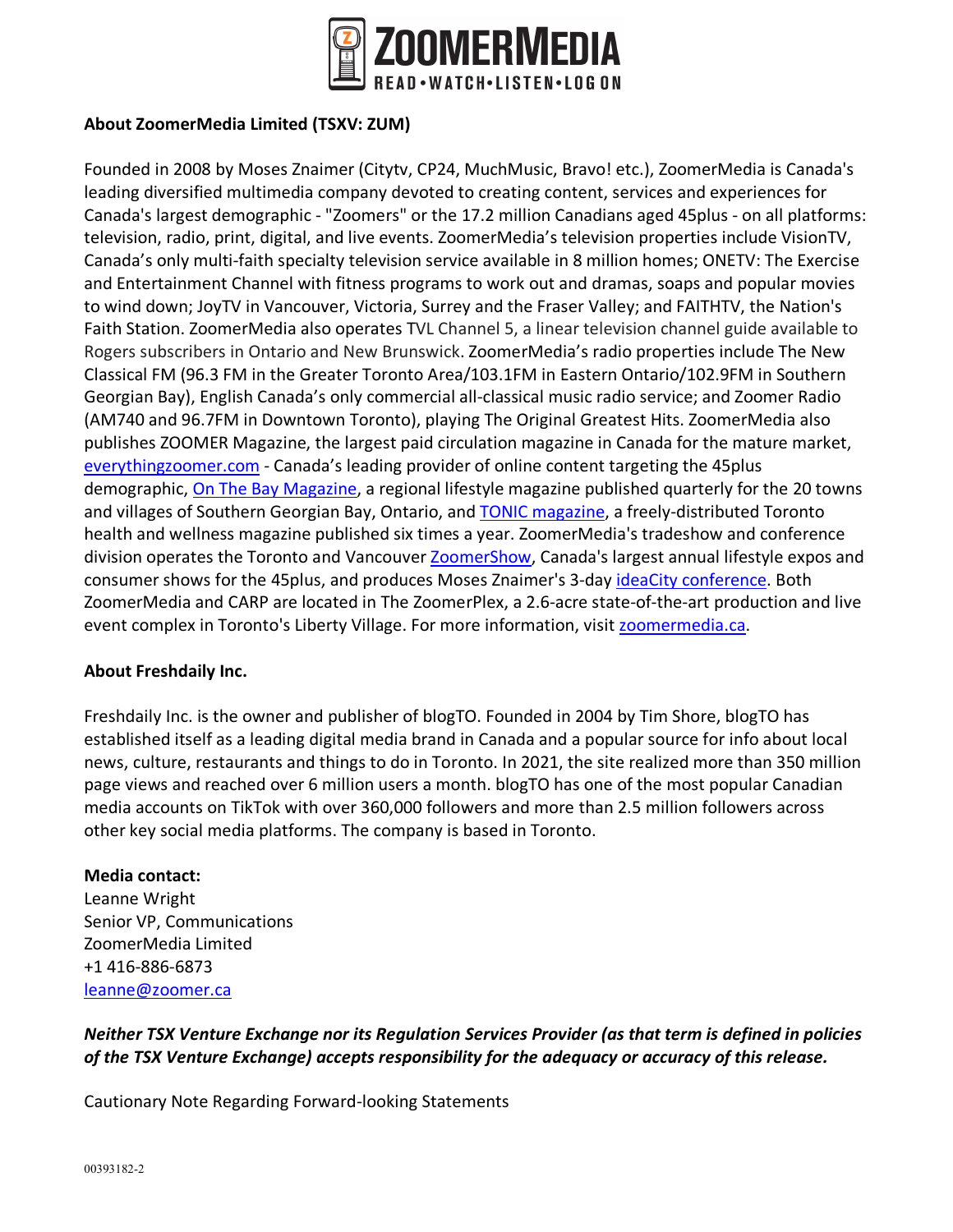## About ZoomerMedia Limited (TSXV: ZUM)

Founded in 2008 by Moses Znaimer (Citytv, CP24, MuchMusic, Bravo! etc.), ZoomerMedia is Canada's leading diversified multimedia company devoted to creating content, services and experiences for Canada's largest demographic - "Zoomers" or the 17.2 million Canadians aged 45plus - on all platforms: television, radio, print, digital, and live events. ZoomerMedia's television properties include VisionTV, Canada's only multi-faith specialty television service available in 8 million homes; ONETV: The Exercise and Entertainment Channel with fitness programs to work out and dramas, soaps and popular movies to wind down; JoyTV in Vancouver, Victoria, Surrey and the Fraser Valley; and FAITHTV, the Nation's Faith Station. ZoomerMedia also operates TVL Channel 5, a linear television channel guide available to Rogers subscribers in Ontario and New Brunswick. ZoomerMedia's radio properties include The New Classical FM (96.3 FM in the Greater Toronto Area/103.1FM in Eastern Ontario/102.9FM in Southern Georgian Bay), English Canada's only commercial all-classical music radio service; and Zoomer Radio (AM740 and 96.7FM in Downtown Toronto), playing The Original Greatest Hits. ZoomerMedia also publishes ZOOMER Magazine, the largest paid circulation magazine in Canada for the mature market, everythingzoomer.com - Canada's leading provider of online content targeting the 45plus demographic, On The Bay Magazine, a regional lifestyle magazine published quarterly for the 20 towns and villages of Southern Georgian Bay, Ontario, and TONIC magazine, a freely-distributed Toronto health and wellness magazine published six times a year. ZoomerMedia's tradeshow and conference division operates the Toronto and Vancouver ZoomerShow, Canada's largest annual lifestyle expos and consumer shows for the 45plus, and produces Moses Znaimer's 3-day ideaCity conference. Both ZoomerMedia and CARP are located in The ZoomerPlex, a 2.6-acre state-of-the-art production and live event complex in Toronto's Liberty Village. For more information, visit zoomermedia.ca.

## About Freshdaily Inc.

Freshdaily Inc. is the owner and publisher of blogTO. Founded in 2004 by Tim Shore, blogTO has established itself as a leading digital media brand in Canada and a popular source for info about local news, culture, restaurants and things to do in Toronto. In 2021, the site realized more than 350 million page views and reached over 6 million users a month. blogTO has one of the most popular Canadian media accounts on TikTok with over 360,000 followers and more than 2.5 million followers across other key social media platforms. The company is based in Toronto.

**Media contact:**
Leanne Wright
Senior VP, Communications
ZoomerMedia Limited
+1 416-886-6873
leanne@zoomer.ca

***Neither TSX Venture Exchange nor its Regulation Services Provider (as that term is defined in policies of the TSX Venture Exchange) accepts responsibility for the adequacy or accuracy of this release.***

Cautionary Note Regarding Forward-looking Statements

00393182-2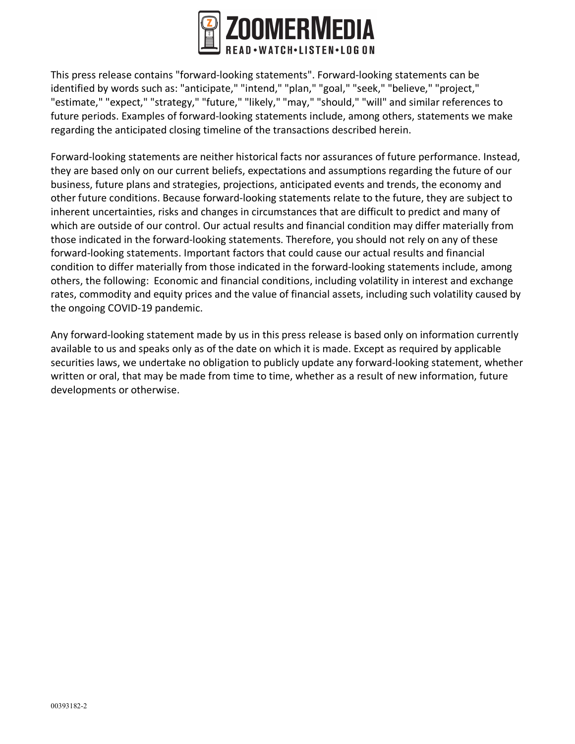This press release contains "forward-looking statements". Forward-looking statements can be identified by words such as: "anticipate," "intend," "plan," "goal," "seek," "believe," "project," "estimate," "expect," "strategy," "future," "likely," "may," "should," "will" and similar references to future periods. Examples of forward-looking statements include, among others, statements we make regarding the anticipated closing timeline of the transactions described herein.

Forward-looking statements are neither historical facts nor assurances of future performance. Instead, they are based only on our current beliefs, expectations and assumptions regarding the future of our business, future plans and strategies, projections, anticipated events and trends, the economy and other future conditions. Because forward-looking statements relate to the future, they are subject to inherent uncertainties, risks and changes in circumstances that are difficult to predict and many of which are outside of our control. Our actual results and financial condition may differ materially from those indicated in the forward-looking statements. Therefore, you should not rely on any of these forward-looking statements. Important factors that could cause our actual results and financial condition to differ materially from those indicated in the forward-looking statements include, among others, the following: Economic and financial conditions, including volatility in interest and exchange rates, commodity and equity prices and the value of financial assets, including such volatility caused by the ongoing COVID-19 pandemic.

Any forward-looking statement made by us in this press release is based only on information currently available to us and speaks only as of the date on which it is made. Except as required by applicable securities laws, we undertake no obligation to publicly update any forward-looking statement, whether written or oral, that may be made from time to time, whether as a result of new information, future developments or otherwise.

00393182-2